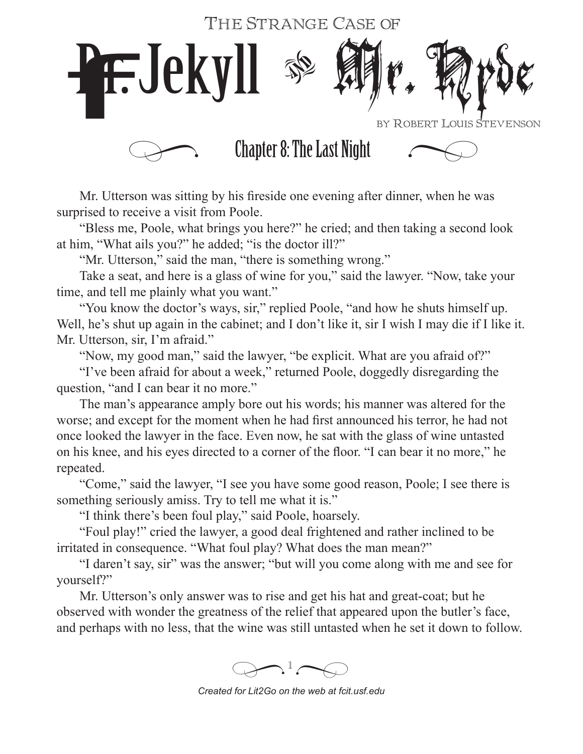# The Strange Case of Dr. Jekyll and Mr. Hyde

by Robert Louis Stevenson

## Chapter 8: The Last Night

Mr. Utterson was sitting by his fireside one evening after dinner, when he was surprised to receive a visit from Poole.

“Bless me, Poole, what brings you here?” he cried; and then taking a second look at him, “What ails you?” he added; “is the doctor ill?”

“Mr. Utterson,” said the man, “there is something wrong.”

Take a seat, and here is a glass of wine for you,” said the lawyer. “Now, take your time, and tell me plainly what you want.”

“You know the doctor’s ways, sir,” replied Poole, “and how he shuts himself up. Well, he’s shut up again in the cabinet; and I don’t like it, sir I wish I may die if I like it. Mr. Utterson, sir, I’m afraid.”

“Now, my good man,” said the lawyer, “be explicit. What are you afraid of?”

“I’ve been afraid for about a week,” returned Poole, doggedly disregarding the question, “and I can bear it no more.”

The man’s appearance amply bore out his words; his manner was altered for the worse; and except for the moment when he had first announced his terror, he had not once looked the lawyer in the face. Even now, he sat with the glass of wine untasted on his knee, and his eyes directed to a corner of the floor. “I can bear it no more,” he repeated.

“Come,” said the lawyer, “I see you have some good reason, Poole; I see there is something seriously amiss. Try to tell me what it is.”

“I think there’s been foul play,” said Poole, hoarsely.

“Foul play!” cried the lawyer, a good deal frightened and rather inclined to be irritated in consequence. “What foul play? What does the man mean?”

“I daren’t say, sir” was the answer; “but will you come along with me and see for yourself?”

Mr. Utterson’s only answer was to rise and get his hat and great-coat; but he observed with wonder the greatness of the relief that appeared upon the butler’s face, and perhaps with no less, that the wine was still untasted when he set it down to follow.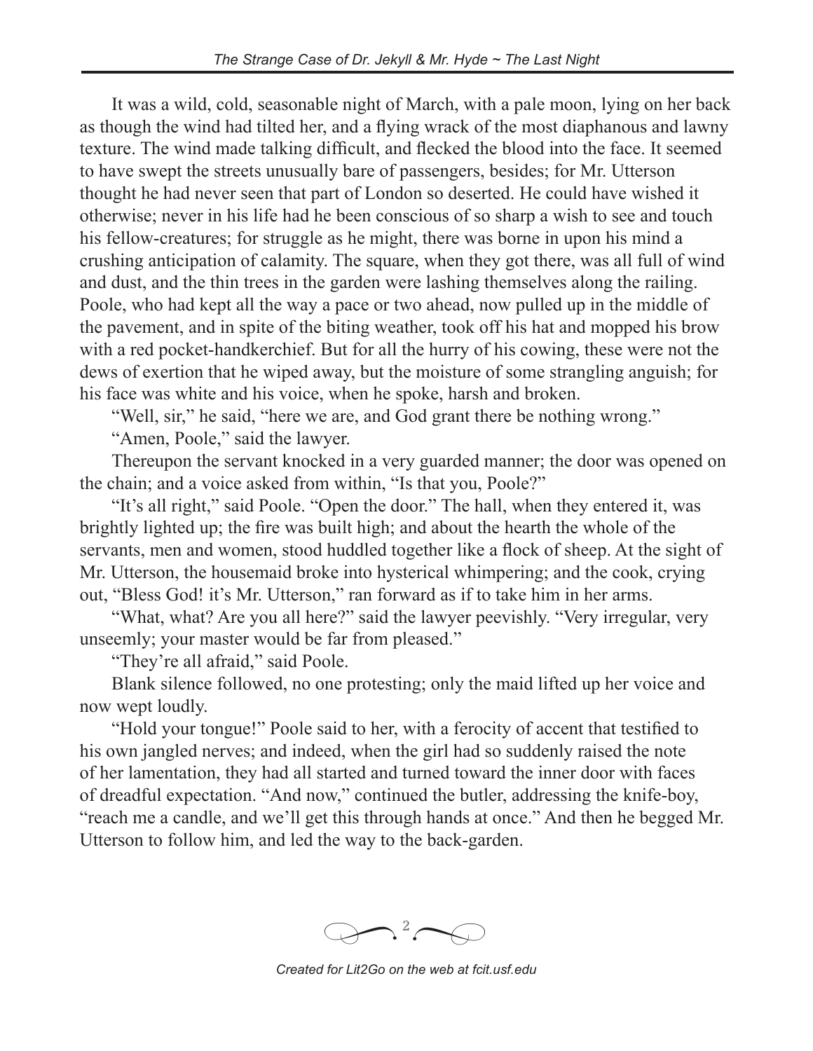It was a wild, cold, seasonable night of March, with a pale moon, lying on her back as though the wind had tilted her, and a flying wrack of the most diaphanous and lawny texture. The wind made talking difficult, and flecked the blood into the face. It seemed to have swept the streets unusually bare of passengers, besides; for Mr. Utterson thought he had never seen that part of London so deserted. He could have wished it otherwise; never in his life had he been conscious of so sharp a wish to see and touch his fellow-creatures; for struggle as he might, there was borne in upon his mind a crushing anticipation of calamity. The square, when they got there, was all full of wind and dust, and the thin trees in the garden were lashing themselves along the railing. Poole, who had kept all the way a pace or two ahead, now pulled up in the middle of the pavement, and in spite of the biting weather, took off his hat and mopped his brow with a red pocket-handkerchief. But for all the hurry of his cowing, these were not the dews of exertion that he wiped away, but the moisture of some strangling anguish; for his face was white and his voice, when he spoke, harsh and broken.

"Well, sir," he said, "here we are, and God grant there be nothing wrong."

"Amen, Poole," said the lawyer.

Thereupon the servant knocked in a very guarded manner; the door was opened on the chain; and a voice asked from within, "Is that you, Poole?"

"It's all right," said Poole. "Open the door." The hall, when they entered it, was brightly lighted up; the fire was built high; and about the hearth the whole of the servants, men and women, stood huddled together like a flock of sheep. At the sight of Mr. Utterson, the housemaid broke into hysterical whimpering; and the cook, crying out, "Bless God! it's Mr. Utterson," ran forward as if to take him in her arms.

"What, what? Are you all here?" said the lawyer peevishly. "Very irregular, very unseemly; your master would be far from pleased."

"They're all afraid," said Poole.

Blank silence followed, no one protesting; only the maid lifted up her voice and now wept loudly.

"Hold your tongue!" Poole said to her, with a ferocity of accent that testified to his own jangled nerves; and indeed, when the girl had so suddenly raised the note of her lamentation, they had all started and turned toward the inner door with faces of dreadful expectation. "And now," continued the butler, addressing the knife-boy, "reach me a candle, and we'll get this through hands at once." And then he begged Mr. Utterson to follow him, and led the way to the back-garden.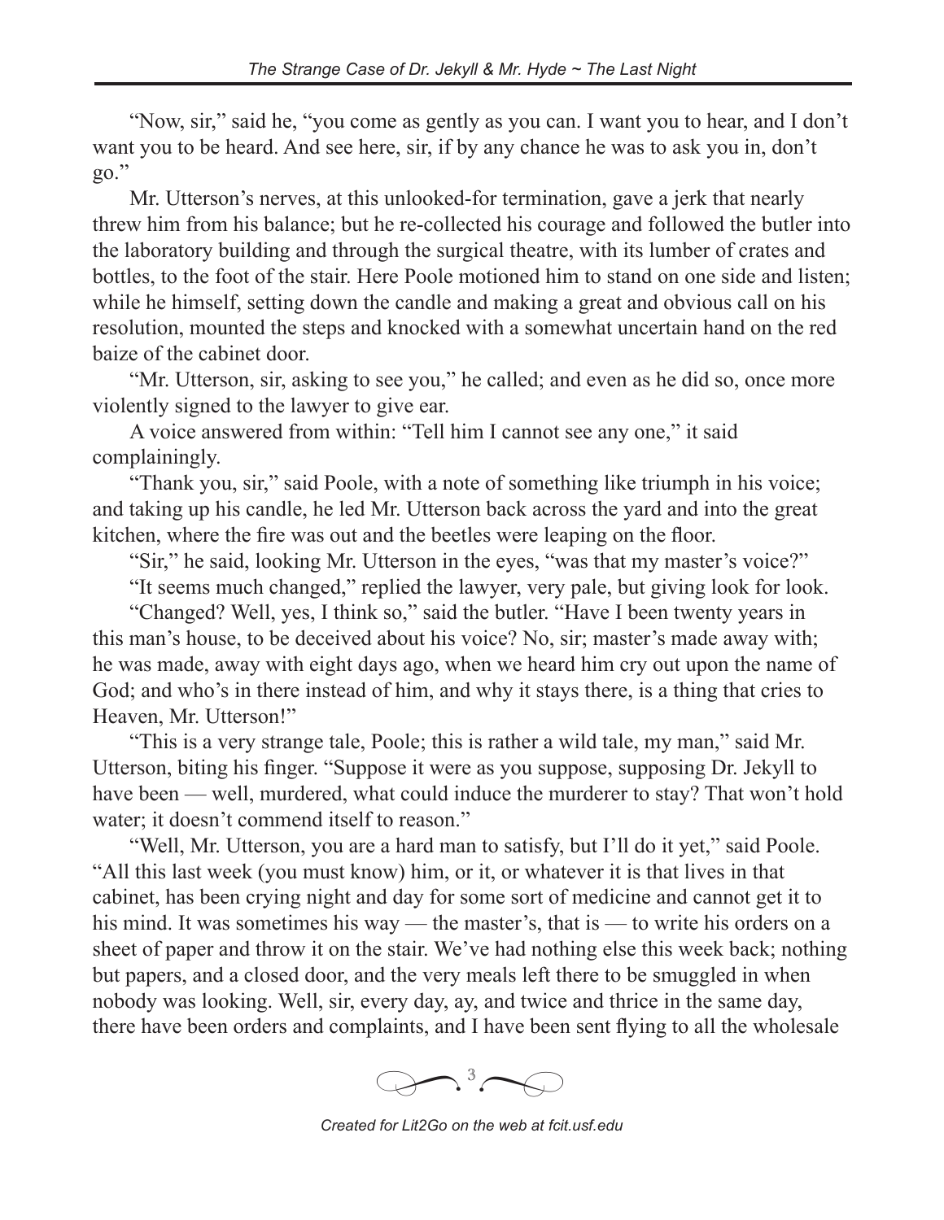"Now, sir," said he, "you come as gently as you can. I want you to hear, and I don't want you to be heard. And see here, sir, if by any chance he was to ask you in, don't go."

Mr. Utterson's nerves, at this unlooked-for termination, gave a jerk that nearly threw him from his balance; but he re-collected his courage and followed the butler into the laboratory building and through the surgical theatre, with its lumber of crates and bottles, to the foot of the stair. Here Poole motioned him to stand on one side and listen; while he himself, setting down the candle and making a great and obvious call on his resolution, mounted the steps and knocked with a somewhat uncertain hand on the red baize of the cabinet door.

"Mr. Utterson, sir, asking to see you," he called; and even as he did so, once more violently signed to the lawyer to give ear.

A voice answered from within: "Tell him I cannot see any one," it said complainingly.

"Thank you, sir," said Poole, with a note of something like triumph in his voice; and taking up his candle, he led Mr. Utterson back across the yard and into the great kitchen, where the fire was out and the beetles were leaping on the floor.

"Sir," he said, looking Mr. Utterson in the eyes, "was that my master's voice?"

"It seems much changed," replied the lawyer, very pale, but giving look for look.

"Changed? Well, yes, I think so," said the butler. "Have I been twenty years in this man's house, to be deceived about his voice? No, sir; master's made away with; he was made, away with eight days ago, when we heard him cry out upon the name of God; and who's in there instead of him, and why it stays there, is a thing that cries to Heaven, Mr. Utterson!"

"This is a very strange tale, Poole; this is rather a wild tale, my man," said Mr. Utterson, biting his finger. "Suppose it were as you suppose, supposing Dr. Jekyll to have been — well, murdered, what could induce the murderer to stay? That won't hold water; it doesn't commend itself to reason."

"Well, Mr. Utterson, you are a hard man to satisfy, but I'll do it yet," said Poole. "All this last week (you must know) him, or it, or whatever it is that lives in that cabinet, has been crying night and day for some sort of medicine and cannot get it to his mind. It was sometimes his way — the master's, that is — to write his orders on a sheet of paper and throw it on the stair. We've had nothing else this week back; nothing but papers, and a closed door, and the very meals left there to be smuggled in when nobody was looking. Well, sir, every day, ay, and twice and thrice in the same day, there have been orders and complaints, and I have been sent flying to all the wholesale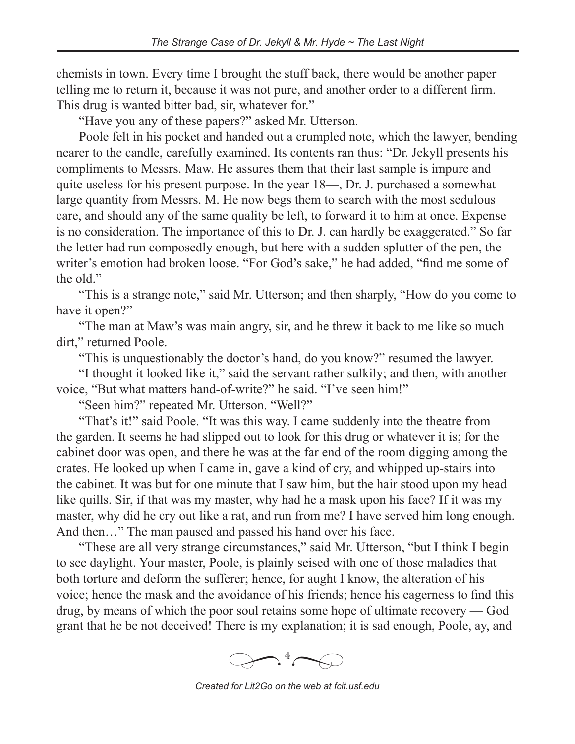chemists in town. Every time I brought the stuff back, there would be another paper telling me to return it, because it was not pure, and another order to a different firm. This drug is wanted bitter bad, sir, whatever for."

"Have you any of these papers?" asked Mr. Utterson.

Poole felt in his pocket and handed out a crumpled note, which the lawyer, bending nearer to the candle, carefully examined. Its contents ran thus: "Dr. Jekyll presents his compliments to Messrs. Maw. He assures them that their last sample is impure and quite useless for his present purpose. In the year 18—, Dr. J. purchased a somewhat large quantity from Messrs. M. He now begs them to search with the most sedulous care, and should any of the same quality be left, to forward it to him at once. Expense is no consideration. The importance of this to Dr. J. can hardly be exaggerated." So far the letter had run composedly enough, but here with a sudden splutter of the pen, the writer's emotion had broken loose. "For God's sake," he had added, "find me some of the old."

"This is a strange note," said Mr. Utterson; and then sharply, "How do you come to have it open?"

"The man at Maw's was main angry, sir, and he threw it back to me like so much dirt," returned Poole.

"This is unquestionably the doctor's hand, do you know?" resumed the lawyer.

"I thought it looked like it," said the servant rather sulkily; and then, with another voice, "But what matters hand-of-write?" he said. "I've seen him!"

"Seen him?" repeated Mr. Utterson. "Well?"

"That's it!" said Poole. "It was this way. I came suddenly into the theatre from the garden. It seems he had slipped out to look for this drug or whatever it is; for the cabinet door was open, and there he was at the far end of the room digging among the crates. He looked up when I came in, gave a kind of cry, and whipped up-stairs into the cabinet. It was but for one minute that I saw him, but the hair stood upon my head like quills. Sir, if that was my master, why had he a mask upon his face? If it was my master, why did he cry out like a rat, and run from me? I have served him long enough. And then…" The man paused and passed his hand over his face.

"These are all very strange circumstances," said Mr. Utterson, "but I think I begin to see daylight. Your master, Poole, is plainly seised with one of those maladies that both torture and deform the sufferer; hence, for aught I know, the alteration of his voice; hence the mask and the avoidance of his friends; hence his eagerness to find this drug, by means of which the poor soul retains some hope of ultimate recovery — God grant that he be not deceived! There is my explanation; it is sad enough, Poole, ay, and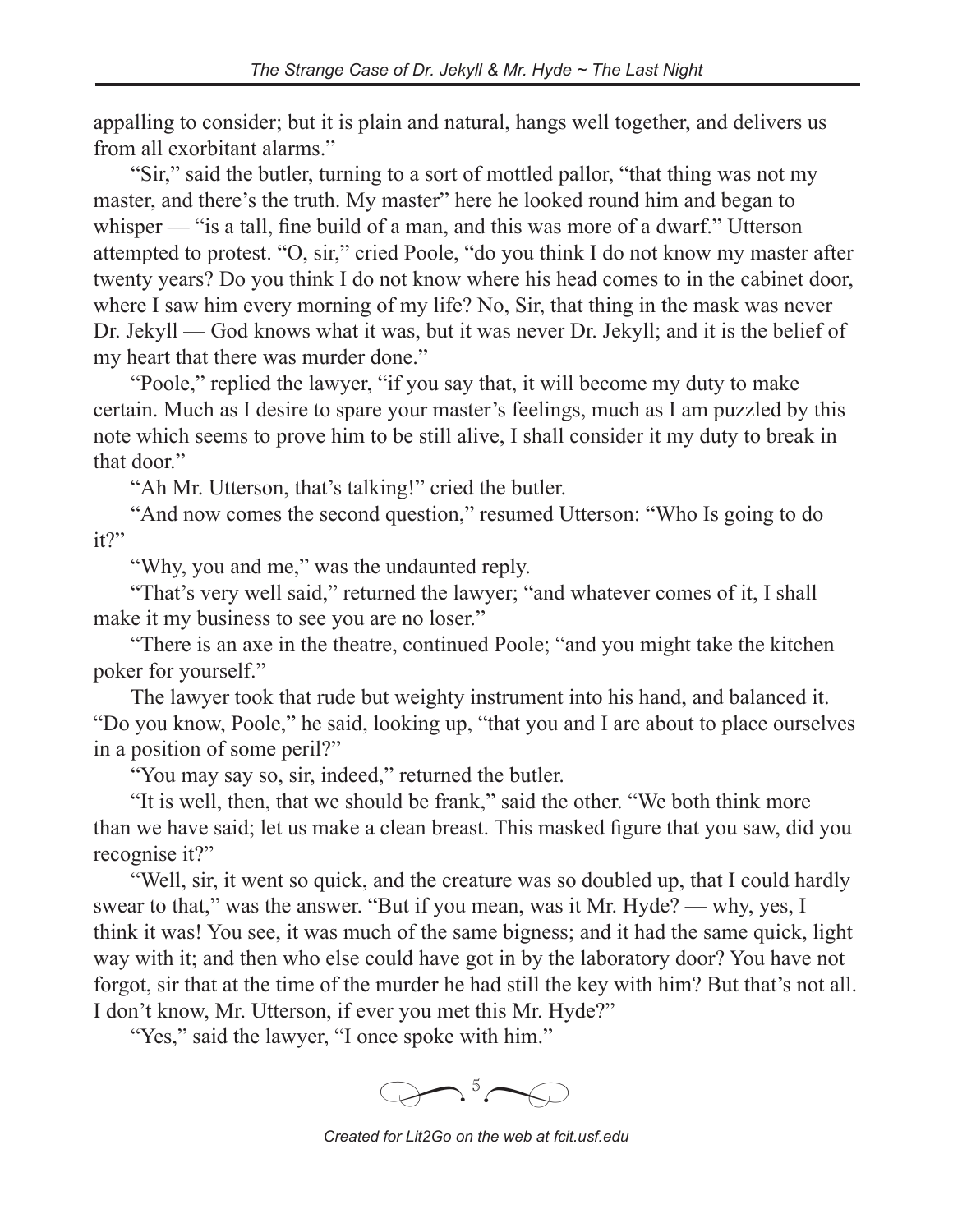appalling to consider; but it is plain and natural, hangs well together, and delivers us from all exorbitant alarms."

"Sir," said the butler, turning to a sort of mottled pallor, "that thing was not my master, and there's the truth. My master" here he looked round him and began to whisper — "is a tall, fine build of a man, and this was more of a dwarf." Utterson attempted to protest. "O, sir," cried Poole, "do you think I do not know my master after twenty years? Do you think I do not know where his head comes to in the cabinet door, where I saw him every morning of my life? No, Sir, that thing in the mask was never Dr. Jekyll — God knows what it was, but it was never Dr. Jekyll; and it is the belief of my heart that there was murder done."

"Poole," replied the lawyer, "if you say that, it will become my duty to make certain. Much as I desire to spare your master's feelings, much as I am puzzled by this note which seems to prove him to be still alive, I shall consider it my duty to break in that door."

"Ah Mr. Utterson, that's talking!" cried the butler.

"And now comes the second question," resumed Utterson: "Who Is going to do it?"

"Why, you and me," was the undaunted reply.

"That's very well said," returned the lawyer; "and whatever comes of it, I shall make it my business to see you are no loser."

"There is an axe in the theatre, continued Poole; "and you might take the kitchen poker for yourself."

The lawyer took that rude but weighty instrument into his hand, and balanced it. "Do you know, Poole," he said, looking up, "that you and I are about to place ourselves in a position of some peril?"

"You may say so, sir, indeed," returned the butler.

"It is well, then, that we should be frank," said the other. "We both think more than we have said; let us make a clean breast. This masked figure that you saw, did you recognise it?"

"Well, sir, it went so quick, and the creature was so doubled up, that I could hardly swear to that," was the answer. "But if you mean, was it Mr. Hyde? — why, yes, I think it was! You see, it was much of the same bigness; and it had the same quick, light way with it; and then who else could have got in by the laboratory door? You have not forgot, sir that at the time of the murder he had still the key with him? But that's not all. I don't know, Mr. Utterson, if ever you met this Mr. Hyde?"

"Yes," said the lawyer, "I once spoke with him."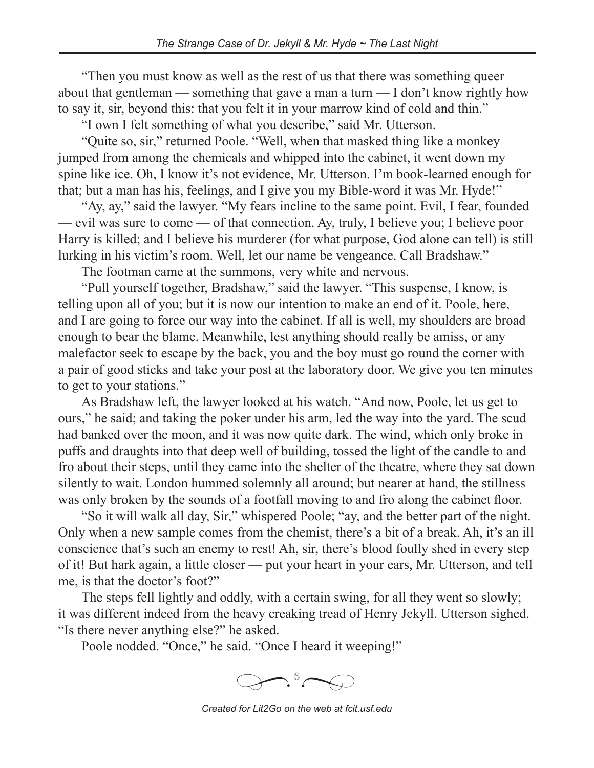"Then you must know as well as the rest of us that there was something queer about that gentleman — something that gave a man a turn — I don't know rightly how to say it, sir, beyond this: that you felt it in your marrow kind of cold and thin."

"I own I felt something of what you describe," said Mr. Utterson.

"Quite so, sir," returned Poole. "Well, when that masked thing like a monkey jumped from among the chemicals and whipped into the cabinet, it went down my spine like ice. Oh, I know it's not evidence, Mr. Utterson. I'm book-learned enough for that; but a man has his, feelings, and I give you my Bible-word it was Mr. Hyde!"

"Ay, ay," said the lawyer. "My fears incline to the same point. Evil, I fear, founded — evil was sure to come — of that connection. Ay, truly, I believe you; I believe poor Harry is killed; and I believe his murderer (for what purpose, God alone can tell) is still lurking in his victim's room. Well, let our name be vengeance. Call Bradshaw."

The footman came at the summons, very white and nervous.

"Pull yourself together, Bradshaw," said the lawyer. "This suspense, I know, is telling upon all of you; but it is now our intention to make an end of it. Poole, here, and I are going to force our way into the cabinet. If all is well, my shoulders are broad enough to bear the blame. Meanwhile, lest anything should really be amiss, or any malefactor seek to escape by the back, you and the boy must go round the corner with a pair of good sticks and take your post at the laboratory door. We give you ten minutes to get to your stations."

As Bradshaw left, the lawyer looked at his watch. "And now, Poole, let us get to ours," he said; and taking the poker under his arm, led the way into the yard. The scud had banked over the moon, and it was now quite dark. The wind, which only broke in puffs and draughts into that deep well of building, tossed the light of the candle to and fro about their steps, until they came into the shelter of the theatre, where they sat down silently to wait. London hummed solemnly all around; but nearer at hand, the stillness was only broken by the sounds of a footfall moving to and fro along the cabinet floor.

"So it will walk all day, Sir," whispered Poole; "ay, and the better part of the night. Only when a new sample comes from the chemist, there's a bit of a break. Ah, it's an ill conscience that's such an enemy to rest! Ah, sir, there's blood foully shed in every step of it! But hark again, a little closer — put your heart in your ears, Mr. Utterson, and tell me, is that the doctor's foot?"

The steps fell lightly and oddly, with a certain swing, for all they went so slowly; it was different indeed from the heavy creaking tread of Henry Jekyll. Utterson sighed. "Is there never anything else?" he asked.

Poole nodded. "Once," he said. "Once I heard it weeping!"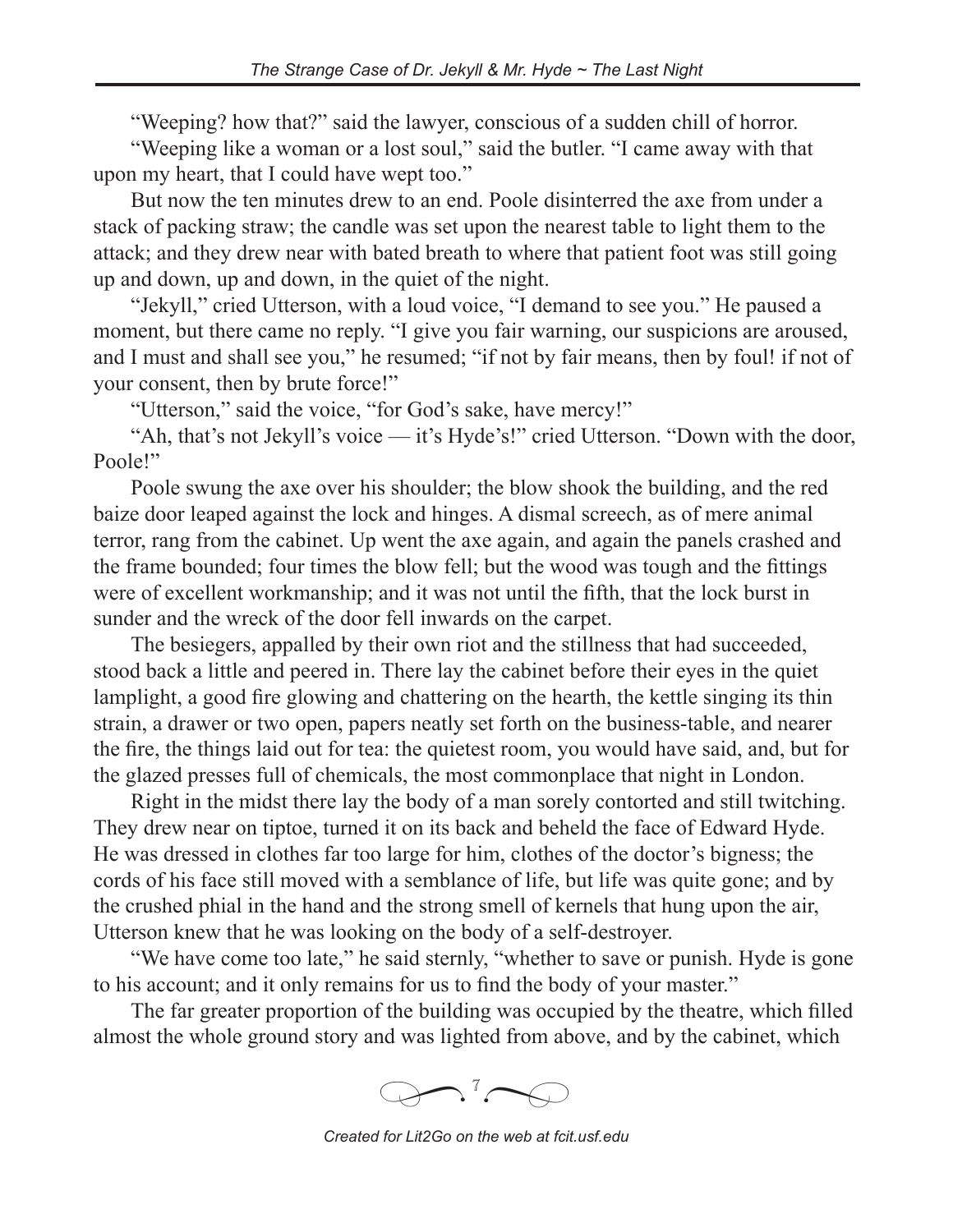"Weeping? how that?" said the lawyer, conscious of a sudden chill of horror.

"Weeping like a woman or a lost soul," said the butler. "I came away with that upon my heart, that I could have wept too."

But now the ten minutes drew to an end. Poole disinterred the axe from under a stack of packing straw; the candle was set upon the nearest table to light them to the attack; and they drew near with bated breath to where that patient foot was still going up and down, up and down, in the quiet of the night.

"Jekyll," cried Utterson, with a loud voice, "I demand to see you." He paused a moment, but there came no reply. "I give you fair warning, our suspicions are aroused, and I must and shall see you," he resumed; "if not by fair means, then by foul! if not of your consent, then by brute force!"

"Utterson," said the voice, "for God's sake, have mercy!"

"Ah, that's not Jekyll's voice — it's Hyde's!" cried Utterson. "Down with the door, Poole!"

Poole swung the axe over his shoulder; the blow shook the building, and the red baize door leaped against the lock and hinges. A dismal screech, as of mere animal terror, rang from the cabinet. Up went the axe again, and again the panels crashed and the frame bounded; four times the blow fell; but the wood was tough and the fittings were of excellent workmanship; and it was not until the fifth, that the lock burst in sunder and the wreck of the door fell inwards on the carpet.

The besiegers, appalled by their own riot and the stillness that had succeeded, stood back a little and peered in. There lay the cabinet before their eyes in the quiet lamplight, a good fire glowing and chattering on the hearth, the kettle singing its thin strain, a drawer or two open, papers neatly set forth on the business-table, and nearer the fire, the things laid out for tea: the quietest room, you would have said, and, but for the glazed presses full of chemicals, the most commonplace that night in London.

Right in the midst there lay the body of a man sorely contorted and still twitching. They drew near on tiptoe, turned it on its back and beheld the face of Edward Hyde. He was dressed in clothes far too large for him, clothes of the doctor's bigness; the cords of his face still moved with a semblance of life, but life was quite gone; and by the crushed phial in the hand and the strong smell of kernels that hung upon the air, Utterson knew that he was looking on the body of a self-destroyer.

"We have come too late," he said sternly, "whether to save or punish. Hyde is gone to his account; and it only remains for us to find the body of your master."

The far greater proportion of the building was occupied by the theatre, which filled almost the whole ground story and was lighted from above, and by the cabinet, which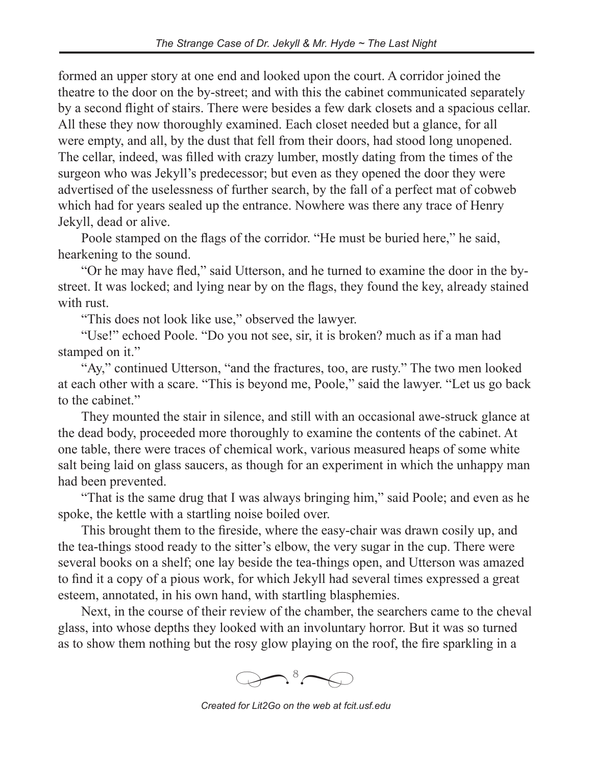formed an upper story at one end and looked upon the court. A corridor joined the theatre to the door on the by-street; and with this the cabinet communicated separately by a second flight of stairs. There were besides a few dark closets and a spacious cellar. All these they now thoroughly examined. Each closet needed but a glance, for all were empty, and all, by the dust that fell from their doors, had stood long unopened. The cellar, indeed, was filled with crazy lumber, mostly dating from the times of the surgeon who was Jekyll's predecessor; but even as they opened the door they were advertised of the uselessness of further search, by the fall of a perfect mat of cobweb which had for years sealed up the entrance. Nowhere was there any trace of Henry Jekyll, dead or alive.

Poole stamped on the flags of the corridor. "He must be buried here," he said, hearkening to the sound.

"Or he may have fled," said Utterson, and he turned to examine the door in the by-street. It was locked; and lying near by on the flags, they found the key, already stained with rust.

"This does not look like use," observed the lawyer.

"Use!" echoed Poole. "Do you not see, sir, it is broken? much as if a man had stamped on it."

"Ay," continued Utterson, "and the fractures, too, are rusty." The two men looked at each other with a scare. "This is beyond me, Poole," said the lawyer. "Let us go back to the cabinet."

They mounted the stair in silence, and still with an occasional awe-struck glance at the dead body, proceeded more thoroughly to examine the contents of the cabinet. At one table, there were traces of chemical work, various measured heaps of some white salt being laid on glass saucers, as though for an experiment in which the unhappy man had been prevented.

"That is the same drug that I was always bringing him," said Poole; and even as he spoke, the kettle with a startling noise boiled over.

This brought them to the fireside, where the easy-chair was drawn cosily up, and the tea-things stood ready to the sitter's elbow, the very sugar in the cup. There were several books on a shelf; one lay beside the tea-things open, and Utterson was amazed to find it a copy of a pious work, for which Jekyll had several times expressed a great esteem, annotated, in his own hand, with startling blasphemies.

Next, in the course of their review of the chamber, the searchers came to the cheval glass, into whose depths they looked with an involuntary horror. But it was so turned as to show them nothing but the rosy glow playing on the roof, the fire sparkling in a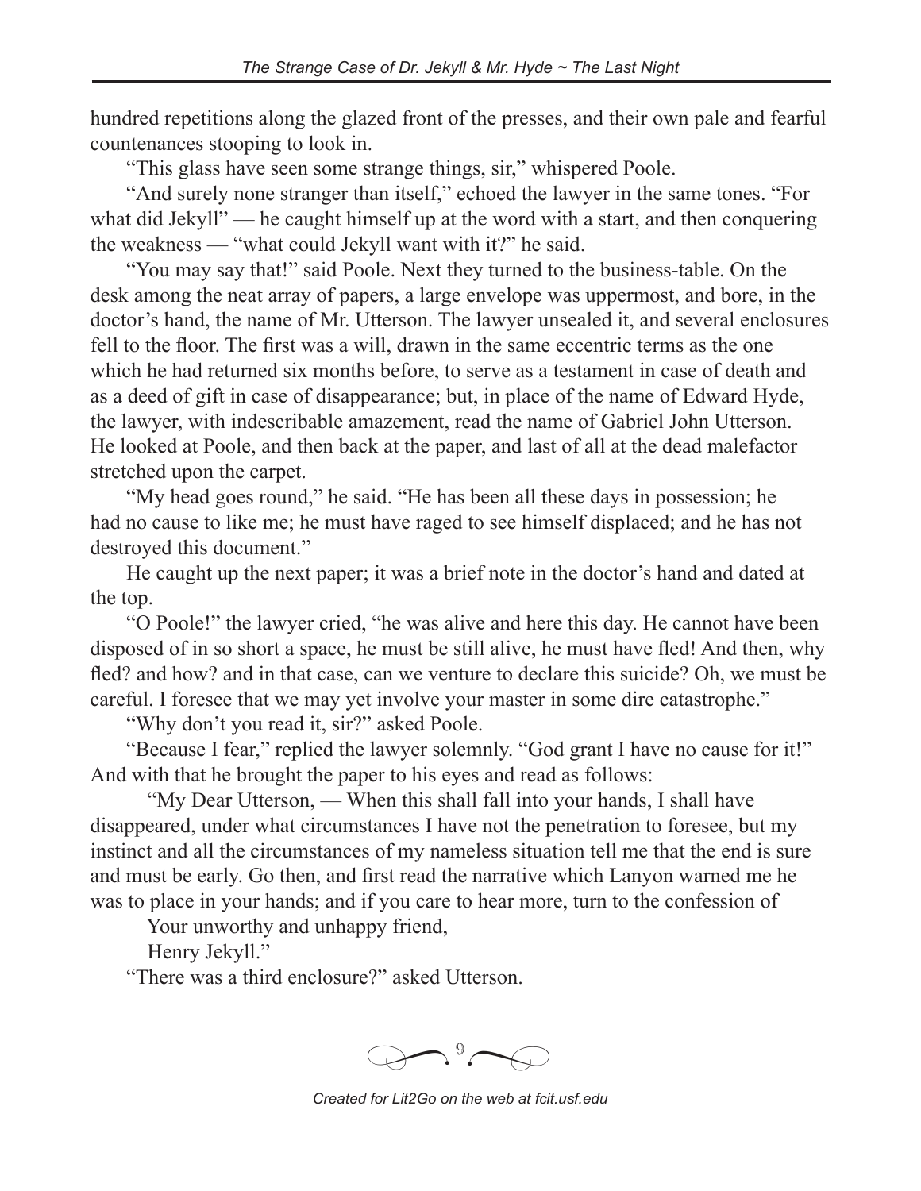hundred repetitions along the glazed front of the presses, and their own pale and fearful countenances stooping to look in.

"This glass have seen some strange things, sir," whispered Poole.

"And surely none stranger than itself," echoed the lawyer in the same tones. "For what did Jekyll" — he caught himself up at the word with a start, and then conquering the weakness — "what could Jekyll want with it?" he said.

"You may say that!" said Poole. Next they turned to the business-table. On the desk among the neat array of papers, a large envelope was uppermost, and bore, in the doctor's hand, the name of Mr. Utterson. The lawyer unsealed it, and several enclosures fell to the floor. The first was a will, drawn in the same eccentric terms as the one which he had returned six months before, to serve as a testament in case of death and as a deed of gift in case of disappearance; but, in place of the name of Edward Hyde, the lawyer, with indescribable amazement, read the name of Gabriel John Utterson. He looked at Poole, and then back at the paper, and last of all at the dead malefactor stretched upon the carpet.

"My head goes round," he said. "He has been all these days in possession; he had no cause to like me; he must have raged to see himself displaced; and he has not destroyed this document."

He caught up the next paper; it was a brief note in the doctor's hand and dated at the top.

"O Poole!" the lawyer cried, "he was alive and here this day. He cannot have been disposed of in so short a space, he must be still alive, he must have fled! And then, why fled? and how? and in that case, can we venture to declare this suicide? Oh, we must be careful. I foresee that we may yet involve your master in some dire catastrophe."

"Why don't you read it, sir?" asked Poole.

"Because I fear," replied the lawyer solemnly. "God grant I have no cause for it!" And with that he brought the paper to his eyes and read as follows:

"My Dear Utterson, — When this shall fall into your hands, I shall have disappeared, under what circumstances I have not the penetration to foresee, but my instinct and all the circumstances of my nameless situation tell me that the end is sure and must be early. Go then, and first read the narrative which Lanyon warned me he was to place in your hands; and if you care to hear more, turn to the confession of

Your unworthy and unhappy friend,

Henry Jekyll."

"There was a third enclosure?" asked Utterson.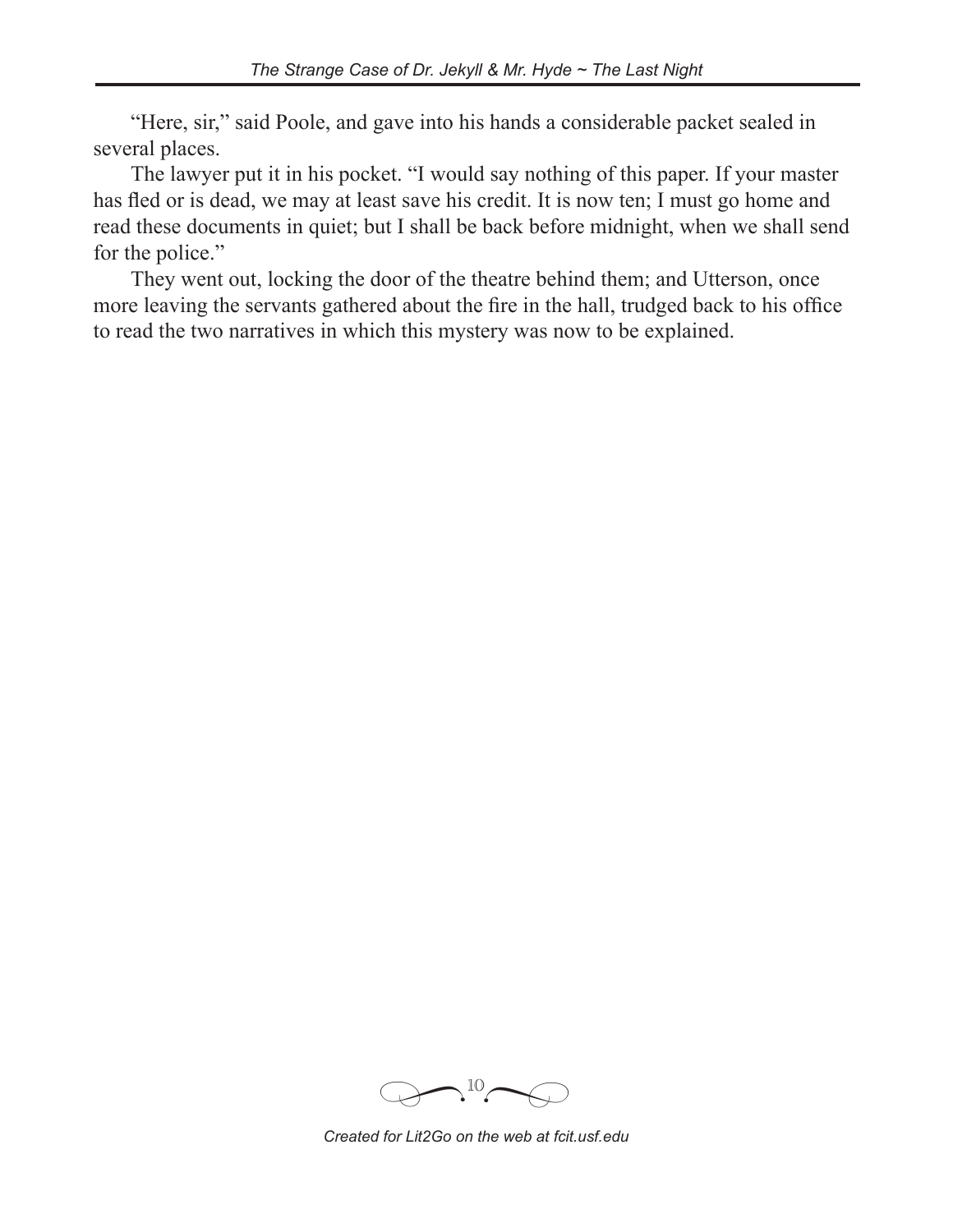"Here, sir," said Poole, and gave into his hands a considerable packet sealed in several places.

The lawyer put it in his pocket. "I would say nothing of this paper. If your master has fled or is dead, we may at least save his credit. It is now ten; I must go home and read these documents in quiet; but I shall be back before midnight, when we shall send for the police."

They went out, locking the door of the theatre behind them; and Utterson, once more leaving the servants gathered about the fire in the hall, trudged back to his office to read the two narratives in which this mystery was now to be explained.